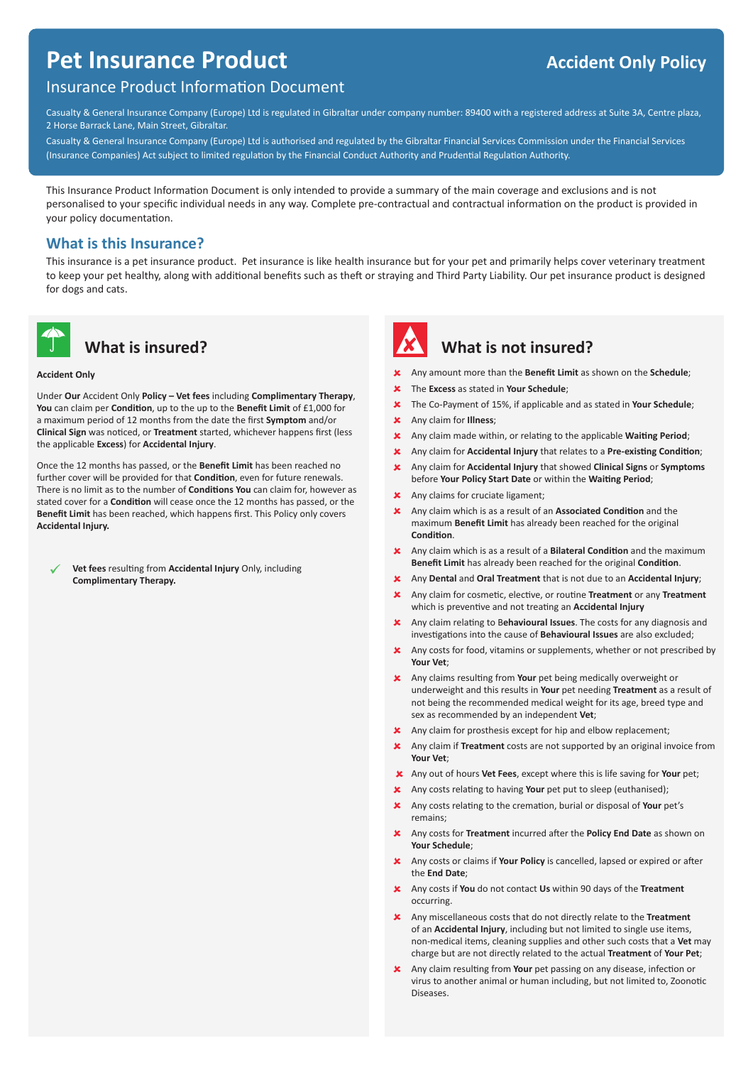# Pet Insurance Product

## Accident Only Policy

### Insurance Product Information Document

Casualty & General Insurance Company (Europe) Ltd is regulated in Gibraltar under company number: 89400 with a registered address at Suite 3A, Centre plaza, 2 Horse Barrack Lane, Main Street, Gibraltar.

Casualty & General Insurance Company (Europe) Ltd is authorised and regulated by the Gibraltar Financial Services Commission under the Financial Services (Insurance Companies) Act subject to limited regulation by the Financial Conduct Authority and Prudential Regulation Authority.

This Insurance Product Information Document is only intended to provide a summary of the main coverage and exclusions and is not personalised to your specific individual needs in any way. Complete pre-contractual and contractual information on the product is provided in your policy documentation.

## What is this Insurance?

This insurance is a pet insurance product. Pet insurance is like health insurance but for your pet and primarily helps cover veterinary treatment to keep your pet healthy, along with additional benefits such as theft or straying and Third Party Liability. Our pet insurance product is designed for dogs and cats.

## What is insured?

**Accident Only**

Under **Our** Accident Only **Policy – Vet fees** including **Complimentary Therapy**, **You** can claim per **Condition**, up to the up to the **Benefit Limit** of £1,000 for a maximum period of 12 months from the date the first **Symptom** and/or **Clinical Sign** was noticed, or **Treatment** started, whichever happens first (less the applicable **Excess**) for **Accidental Injury**.

Once the 12 months has passed, or the **Benefit Limit** has been reached no further cover will be provided for that **Condition**, even for future renewals. There is no limit as to the number of **Conditions You** can claim for, however as stated cover for a **Condition** will cease once the 12 months has passed, or the **Benefit Limit** has been reached, which happens first. This Policy only covers **Accidental Injury.**

- ✓ **Vet fees** resulting from **Accidental Injury** Only, including **Complimentary Therapy.**

## What is not insured?

- ✘ Any amount more than the **Benefit Limit** as shown on the **Schedule**;
- ✘ The **Excess** as stated in **Your Schedule**;
- ✘ The Co-Payment of 15%, if applicable and as stated in **Your Schedule**;
- ✘ Any claim for **Illness**;
- ✘ Any claim made within, or relating to the applicable **Waiting Period**;
- ✘ Any claim for **Accidental Injury** that relates to a **Pre-existing Condition**;
- ✘ Any claim for **Accidental Injury** that showed **Clinical Signs** or **Symptoms** before **Your Policy Start Date** or within the **Waiting Period**;
- ✘ Any claims for cruciate ligament;
- ✘ Any claim which is as a result of an **Associated Condition** and the maximum **Benefit Limit** has already been reached for the original **Condition**.
- ✘ Any claim which is as a result of a **Bilateral Condition** and the maximum **Benefit Limit** has already been reached for the original **Condition**.
- ✘ Any **Dental** and **Oral Treatment** that is not due to an **Accidental Injury**;
- ✘ Any claim for cosmetic, elective, or routine **Treatment** or any **Treatment** which is preventive and not treating an **Accidental Injury**
- ✘ Any claim relating to B**ehavioural Issues**. The costs for any diagnosis and investigations into the cause of **Behavioural Issues** are also excluded;
- ✘ Any costs for food, vitamins or supplements, whether or not prescribed by **Your Vet**;
- ✘ Any claims resulting from **Your** pet being medically overweight or underweight and this results in **Your** pet needing **Treatment** as a result of not being the recommended medical weight for its age, breed type and sex as recommended by an independent **Vet**;
- ✘ Any claim for prosthesis except for hip and elbow replacement;
- ✘ Any claim if **Treatment** costs are not supported by an original invoice from **Your Vet**;
- ✘ Any out of hours **Vet Fees**, except where this is life saving for **Your** pet;
- ✘ Any costs relating to having **Your** pet put to sleep (euthanised);
- ✘ Any costs relating to the cremation, burial or disposal of **Your** pet's remains;
- ✘ Any costs for **Treatment** incurred after the **Policy End Date** as shown on **Your Schedule**;
- ✘ Any costs or claims if **Your Policy** is cancelled, lapsed or expired or after the **End Date**;
- ✘ Any costs if **You** do not contact **Us** within 90 days of the **Treatment** occurring.
- ✘ Any miscellaneous costs that do not directly relate to the **Treatment** of an **Accidental Injury**, including but not limited to single use items, non-medical items, cleaning supplies and other such costs that a **Vet** may charge but are not directly related to the actual **Treatment** of **Your Pet**;
- ✘ Any claim resulting from **Your** pet passing on any disease, infection or virus to another animal or human including, but not limited to, Zoonotic Diseases.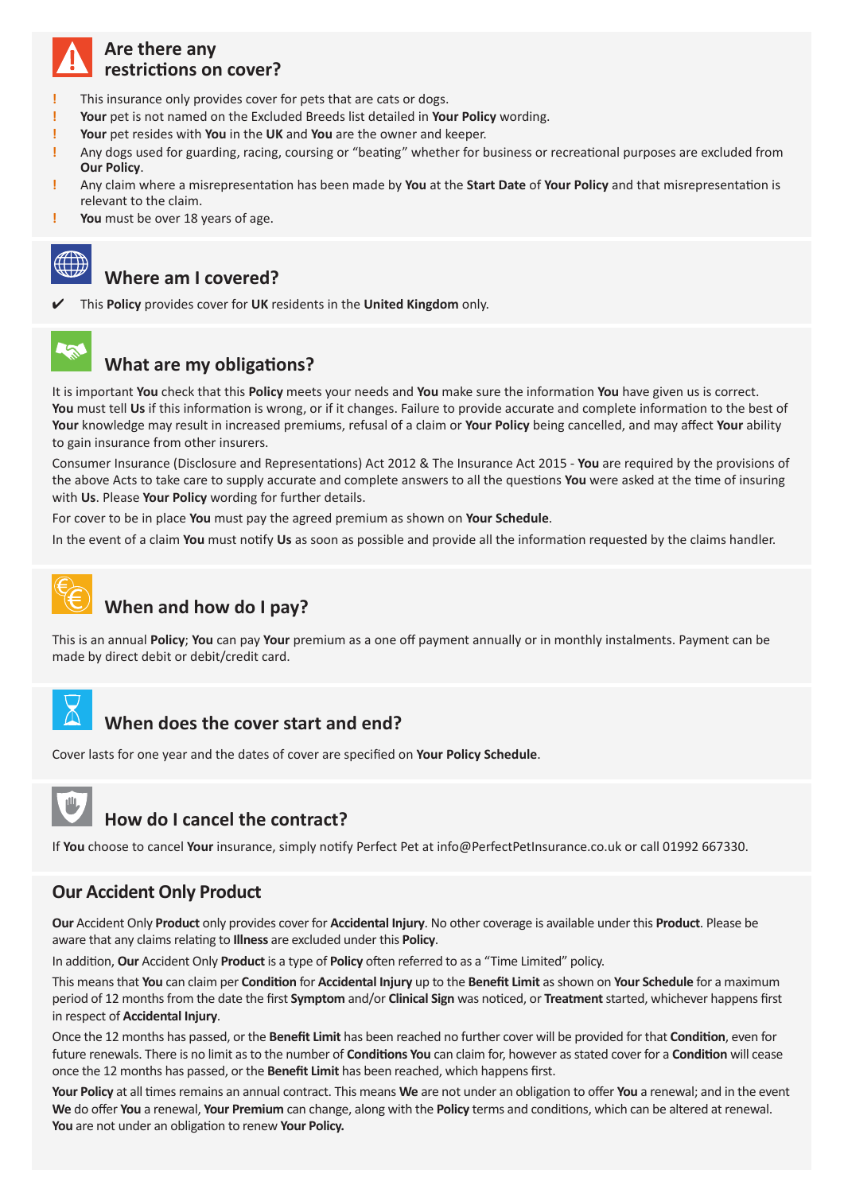## Are there any restrictions on cover?

- ! This insurance only provides cover for pets that are cats or dogs.
- ! **Your** pet is not named on the Excluded Breeds list detailed in **Your Policy** wording.
- ! **Your** pet resides with **You** in the **UK** and **You** are the owner and keeper.
- ! Any dogs used for guarding, racing, coursing or "beating" whether for business or recreational purposes are excluded from **Our Policy**.
- ! Any claim where a misrepresentation has been made by **You** at the **Start Date** of **Your Policy** and that misrepresentation is relevant to the claim.
- ! **You** must be over 18 years of age.

## Where am I covered?

- ✔ This **Policy** provides cover for **UK** residents in the **United Kingdom** only.

## What are my obligations?

It is important **You** check that this **Policy** meets your needs and **You** make sure the information **You** have given us is correct. **You** must tell **Us** if this information is wrong, or if it changes. Failure to provide accurate and complete information to the best of **Your** knowledge may result in increased premiums, refusal of a claim or **Your Policy** being cancelled, and may affect **Your** ability to gain insurance from other insurers.

Consumer Insurance (Disclosure and Representations) Act 2012 & The Insurance Act 2015 - **You** are required by the provisions of the above Acts to take care to supply accurate and complete answers to all the questions **You** were asked at the time of insuring with **Us**. Please **Your Policy** wording for further details.

For cover to be in place **You** must pay the agreed premium as shown on **Your Schedule**.

In the event of a claim **You** must notify **Us** as soon as possible and provide all the information requested by the claims handler.

## When and how do I pay?

This is an annual **Policy**; **You** can pay **Your** premium as a one off payment annually or in monthly instalments. Payment can be made by direct debit or debit/credit card.

## When does the cover start and end?

Cover lasts for one year and the dates of cover are specified on **Your Policy Schedule**.

## How do I cancel the contract?

If **You** choose to cancel **Your** insurance, simply notify Perfect Pet at info@PerfectPetInsurance.co.uk or call 01992 667330.

## Our Accident Only Product

**Our** Accident Only **Product** only provides cover for **Accidental Injury**. No other coverage is available under this **Product**. Please be aware that any claims relating to **Illness** are excluded under this **Policy**.

In addition, **Our** Accident Only **Product** is a type of **Policy** often referred to as a "Time Limited" policy.

This means that **You** can claim per **Condition** for **Accidental Injury** up to the **Benefit Limit** as shown on **Your Schedule** for a maximum period of 12 months from the date the first **Symptom** and/or **Clinical Sign** was noticed, or **Treatment** started, whichever happens first in respect of **Accidental Injury**.

Once the 12 months has passed, or the **Benefit Limit** has been reached no further cover will be provided for that **Condition**, even for future renewals. There is no limit as to the number of **Conditions You** can claim for, however as stated cover for a **Condition** will cease once the 12 months has passed, or the **Benefit Limit** has been reached, which happens first.

**Your Policy** at all times remains an annual contract. This means **We** are not under an obligation to offer **You** a renewal; and in the event **We** do offer **You** a renewal, **Your Premium** can change, along with the **Policy** terms and conditions, which can be altered at renewal. **You** are not under an obligation to renew **Your Policy.**